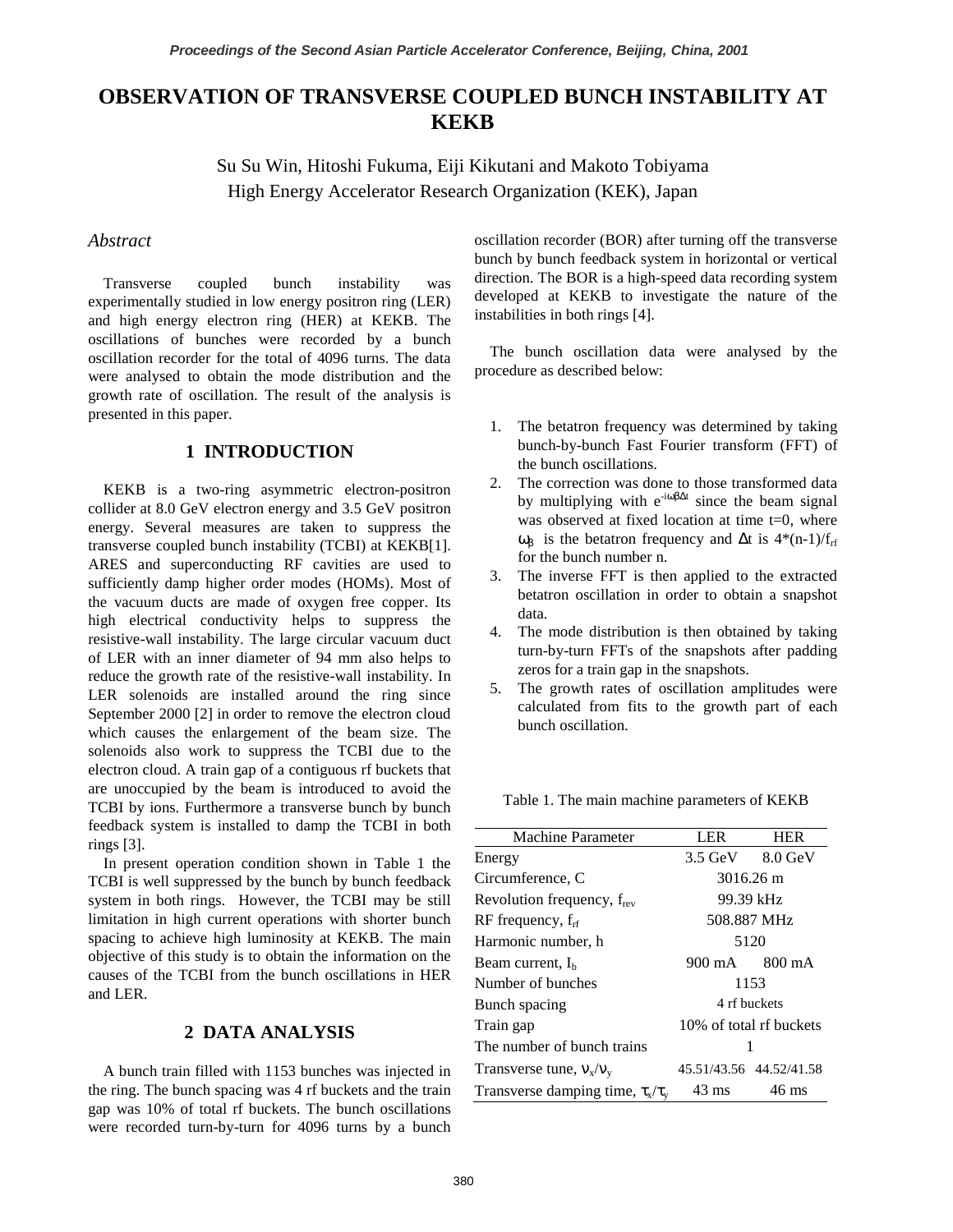# OBSERVATION OF TRANSVERSE COUPLED BUNCH INSTABILITY AT KEKB

Su Su Win, Hitoshi Fukuma, Eiji Kikutani and Makoto Tobiyama
High Energy Accelerator Research Organization (KEK), Japan

## *Abstract*

Transverse coupled bunch instability was experimentally studied in low energy positron ring (LER) and high energy electron ring (HER) at KEKB. The oscillations of bunches were recorded by a bunch oscillation recorder for the total of 4096 turns. The data were analysed to obtain the mode distribution and the growth rate of oscillation. The result of the analysis is presented in this paper.

## 1 INTRODUCTION

KEKB is a two-ring asymmetric electron-positron collider at 8.0 GeV electron energy and 3.5 GeV positron energy. Several measures are taken to suppress the transverse coupled bunch instability (TCBI) at KEKB[1]. ARES and superconducting RF cavities are used to sufficiently damp higher order modes (HOMs). Most of the vacuum ducts are made of oxygen free copper. Its high electrical conductivity helps to suppress the resistive-wall instability. The large circular vacuum duct of LER with an inner diameter of 94 mm also helps to reduce the growth rate of the resistive-wall instability. In LER solenoids are installed around the ring since September 2000 [2] in order to remove the electron cloud which causes the enlargement of the beam size. The solenoids also work to suppress the TCBI due to the electron cloud. A train gap of a contiguous rf buckets that are unoccupied by the beam is introduced to avoid the TCBI by ions. Furthermore a transverse bunch by bunch feedback system is installed to damp the TCBI in both rings [3].

In present operation condition shown in Table 1 the TCBI is well suppressed by the bunch by bunch feedback system in both rings. However, the TCBI may be still limitation in high current operations with shorter bunch spacing to achieve high luminosity at KEKB. The main objective of this study is to obtain the information on the causes of the TCBI from the bunch oscillations in HER and LER.

## 2 DATA ANALYSIS

A bunch train filled with 1153 bunches was injected in the ring. The bunch spacing was 4 rf buckets and the train gap was 10% of total rf buckets. The bunch oscillations were recorded turn-by-turn for 4096 turns by a bunch oscillation recorder (BOR) after turning off the transverse bunch by bunch feedback system in horizontal or vertical direction. The BOR is a high-speed data recording system developed at KEKB to investigate the nature of the instabilities in both rings [4].

The bunch oscillation data were analysed by the procedure as described below:

1. The betatron frequency was determined by taking bunch-by-bunch Fast Fourier transform (FFT) of the bunch oscillations.
2. The correction was done to those transformed data by multiplying with $e^{-i\omega_\beta \Delta t}$ since the beam signal was observed at fixed location at time t=0, where $\omega_\beta$ is the betatron frequency and $\Delta t$ is $4*(n-1)/f_{rf}$ for the bunch number n.
3. The inverse FFT is then applied to the extracted betatron oscillation in order to obtain a snapshot data.
4. The mode distribution is then obtained by taking turn-by-turn FFTs of the snapshots after padding zeros for a train gap in the snapshots.
5. The growth rates of oscillation amplitudes were calculated from fits to the growth part of each bunch oscillation.

Table 1. The main machine parameters of KEKB

| Machine Parameter | LER | HER |
|---|---|---|
| Energy | 3.5 GeV | 8.0 GeV |
| Circumference, C | 3016.26 m | |
| Revolution frequency, $f_{rev}$ | 99.39 kHz | |
| RF frequency, $f_{rf}$ | 508.887 MHz | |
| Harmonic number, h | 5120 | |
| Beam current, $I_b$ | 900 mA | 800 mA |
| Number of bunches | 1153 | |
| Bunch spacing | 4 rf buckets | |
| Train gap | 10% of total rf buckets | |
| The number of bunch trains | 1 | |
| Transverse tune, $\nu_x/\nu_y$ | 45.51/43.56 | 44.52/41.58 |
| Transverse damping time, $\tau_x/\tau_y$ | 43 ms | 46 ms |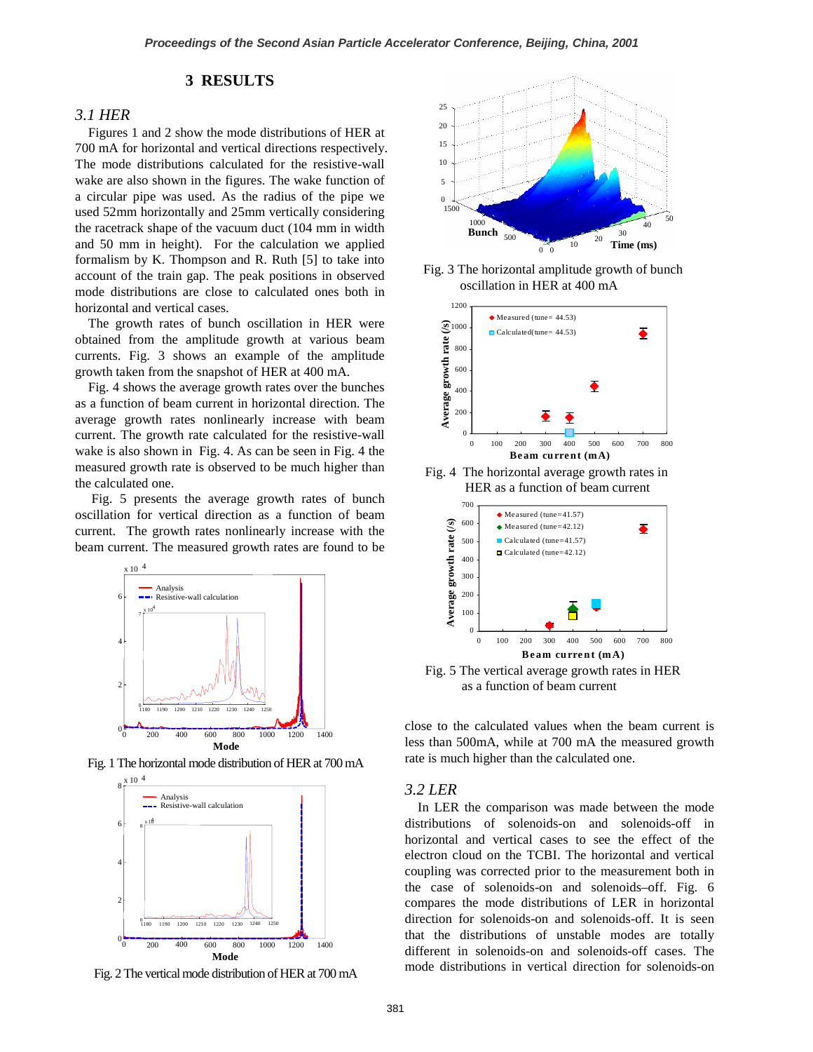## 3 RESULTS

### 3.1 HER

Figures 1 and 2 show the mode distributions of HER at 700 mA for horizontal and vertical directions respectively. The mode distributions calculated for the resistive-wall wake are also shown in the figures. The wake function of a circular pipe was used. As the radius of the pipe we used 52mm horizontally and 25mm vertically considering the racetrack shape of the vacuum duct (104 mm in width and 50 mm in height). For the calculation we applied formalism by K. Thompson and R. Ruth [5] to take into account of the train gap. The peak positions in observed mode distributions are close to calculated ones both in horizontal and vertical cases.

The growth rates of bunch oscillation in HER were obtained from the amplitude growth at various beam currents. Fig. 3 shows an example of the amplitude growth taken from the snapshot of HER at 400 mA.

Fig. 4 shows the average growth rates over the bunches as a function of beam current in horizontal direction. The average growth rates nonlinearly increase with beam current. The growth rate calculated for the resistive-wall wake is also shown in Fig. 4. As can be seen in Fig. 4 the measured growth rate is observed to be much higher than the calculated one.

Fig. 5 presents the average growth rates of bunch oscillation for vertical direction as a function of beam current. The growth rates nonlinearly increase with the beam current. The measured growth rates are found to be close to the calculated values when the beam current is less than 500mA, while at 700 mA the measured growth rate is much higher than the calculated one.

Fig. 1 The horizontal mode distribution of HER at 700 mA

Fig. 2 The vertical mode distribution of HER at 700 mA

Fig. 3 The horizontal amplitude growth of bunch oscillation in HER at 400 mA

Fig. 4 The horizontal average growth rates in HER as a function of beam current

Fig. 5 The vertical average growth rates in HER as a function of beam current

### 3.2 LER

In LER the comparison was made between the mode distributions of solenoids-on and solenoids-off in horizontal and vertical cases to see the effect of the electron cloud on the TCBI. The horizontal and vertical coupling was corrected prior to the measurement both in the case of solenoids-on and solenoids–off. Fig. 6 compares the mode distributions of LER in horizontal direction for solenoids-on and solenoids-off. It is seen that the distributions of unstable modes are totally different in solenoids-on and solenoids-off cases. The mode distributions in vertical direction for solenoids-on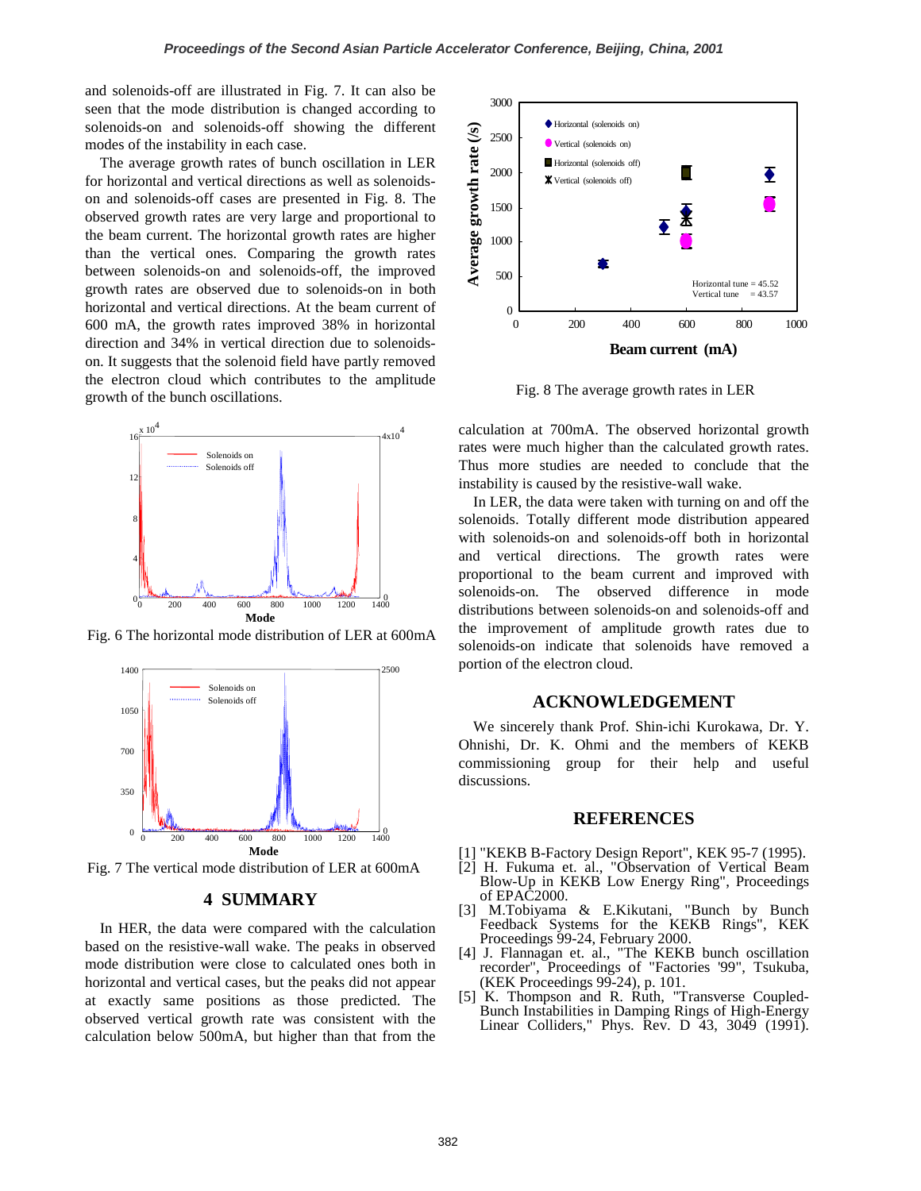and solenoids-off are illustrated in Fig. 7. It can also be seen that the mode distribution is changed according to solenoids-on and solenoids-off showing the different modes of the instability in each case.

The average growth rates of bunch oscillation in LER for horizontal and vertical directions as well as solenoids-on and solenoids-off cases are presented in Fig. 8. The observed growth rates are very large and proportional to the beam current. The horizontal growth rates are higher than the vertical ones. Comparing the growth rates between solenoids-on and solenoids-off, the improved growth rates are observed due to solenoids-on in both horizontal and vertical directions. At the beam current of 600 mA, the growth rates improved 38% in horizontal direction and 34% in vertical direction due to solenoids-on. It suggests that the solenoid field have partly removed the electron cloud which contributes to the amplitude growth of the bunch oscillations.

x 10^4
4x10^4
Solenoids on
Solenoids off
16
12
8
4
0
0
0 200 400 600 800 1000 1200 1400
Mode

Fig. 6 The horizontal mode distribution of LER at 600mA

1400
1050
700
350
0
2500
0
Solenoids on
Solenoids off
0 200 400 600 800 1000 1200 1400
Mode

Fig. 7 The vertical mode distribution of LER at 600mA

Average growth rate (/s)
3000
2500
2000
1500
1000
500
0
0 200 400 600 800 1000
Beam current (mA)
Horizontal (solenoids on)
Vertical (solenoids on)
Horizontal (solenoids off)
Vertical (solenoids off)
Horizontal tune = 45.52
Vertical tune = 43.57

Fig. 8 The average growth rates in LER

## 4 SUMMARY

In HER, the data were compared with the calculation based on the resistive-wall wake. The peaks in observed mode distribution were close to calculated ones both in horizontal and vertical cases, but the peaks did not appear at exactly same positions as those predicted. The observed vertical growth rate was consistent with the calculation below 500mA, but higher than that from the calculation at 700mA. The observed horizontal growth rates were much higher than the calculated growth rates. Thus more studies are needed to conclude that the instability is caused by the resistive-wall wake.

In LER, the data were taken with turning on and off the solenoids. Totally different mode distribution appeared with solenoids-on and solenoids-off both in horizontal and vertical directions. The growth rates were proportional to the beam current and improved with solenoids-on. The observed difference in mode distributions between solenoids-on and solenoids-off and the improvement of amplitude growth rates due to solenoids-on indicate that solenoids have removed a portion of the electron cloud.

## ACKNOWLEDGEMENT

We sincerely thank Prof. Shin-ichi Kurokawa, Dr. Y. Ohnishi, Dr. K. Ohmi and the members of KEKB commissioning group for their help and useful discussions.

## REFERENCES

[1] "KEKB B-Factory Design Report", KEK 95-7 (1995).
[2] H. Fukuma et. al., "Observation of Vertical Beam Blow-Up in KEKB Low Energy Ring", Proceedings of EPAC2000.
[3] M.Tobiyama & E.Kikutani, "Bunch by Bunch Feedback Systems for the KEKB Rings", KEK Proceedings 99-24, February 2000.
[4] J. Flannagan et. al., "The KEKB bunch oscillation recorder", Proceedings of "Factories '99", Tsukuba, (KEK Proceedings 99-24), p. 101.
[5] K. Thompson and R. Ruth, "Transverse Coupled-Bunch Instabilities in Damping Rings of High-Energy Linear Colliders," Phys. Rev. D 43, 3049 (1991).